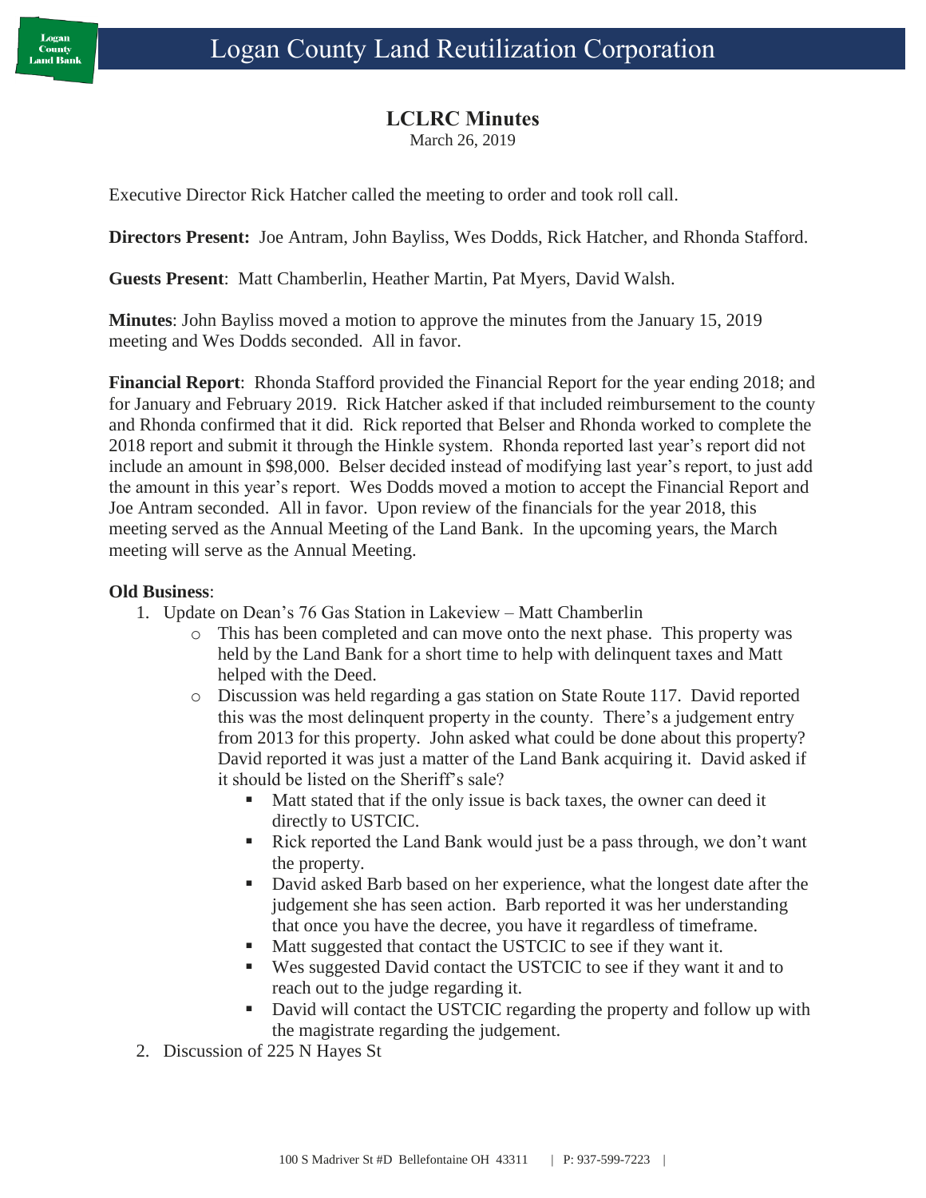# Logan County Land Reutilization Corporation

## LCLRC Minutes

March 26, 2019

Executive Director Rick Hatcher called the meeting to order and took roll call.

**Directors Present:** Joe Antram, John Bayliss, Wes Dodds, Rick Hatcher, and Rhonda Stafford.

**Guests Present**: Matt Chamberlin, Heather Martin, Pat Myers, David Walsh.

**Minutes**: John Bayliss moved a motion to approve the minutes from the January 15, 2019 meeting and Wes Dodds seconded. All in favor.

**Financial Report**: Rhonda Stafford provided the Financial Report for the year ending 2018; and for January and February 2019. Rick Hatcher asked if that included reimbursement to the county and Rhonda confirmed that it did. Rick reported that Belser and Rhonda worked to complete the 2018 report and submit it through the Hinkle system. Rhonda reported last year's report did not include an amount in $98,000. Belser decided instead of modifying last year's report, to just add the amount in this year's report. Wes Dodds moved a motion to accept the Financial Report and Joe Antram seconded. All in favor. Upon review of the financials for the year 2018, this meeting served as the Annual Meeting of the Land Bank. In the upcoming years, the March meeting will serve as the Annual Meeting.

**Old Business**:

1. Update on Dean's 76 Gas Station in Lakeview – Matt Chamberlin
   - This has been completed and can move onto the next phase. This property was held by the Land Bank for a short time to help with delinquent taxes and Matt helped with the Deed.
   - Discussion was held regarding a gas station on State Route 117. David reported this was the most delinquent property in the county. There's a judgement entry from 2013 for this property. John asked what could be done about this property? David reported it was just a matter of the Land Bank acquiring it. David asked if it should be listed on the Sheriff's sale?
     - Matt stated that if the only issue is back taxes, the owner can deed it directly to USTCIC.
     - Rick reported the Land Bank would just be a pass through, we don't want the property.
     - David asked Barb based on her experience, what the longest date after the judgement she has seen action. Barb reported it was her understanding that once you have the decree, you have it regardless of timeframe.
     - Matt suggested that contact the USTCIC to see if they want it.
     - Wes suggested David contact the USTCIC to see if they want it and to reach out to the judge regarding it.
     - David will contact the USTCIC regarding the property and follow up with the magistrate regarding the judgement.
2. Discussion of 225 N Hayes St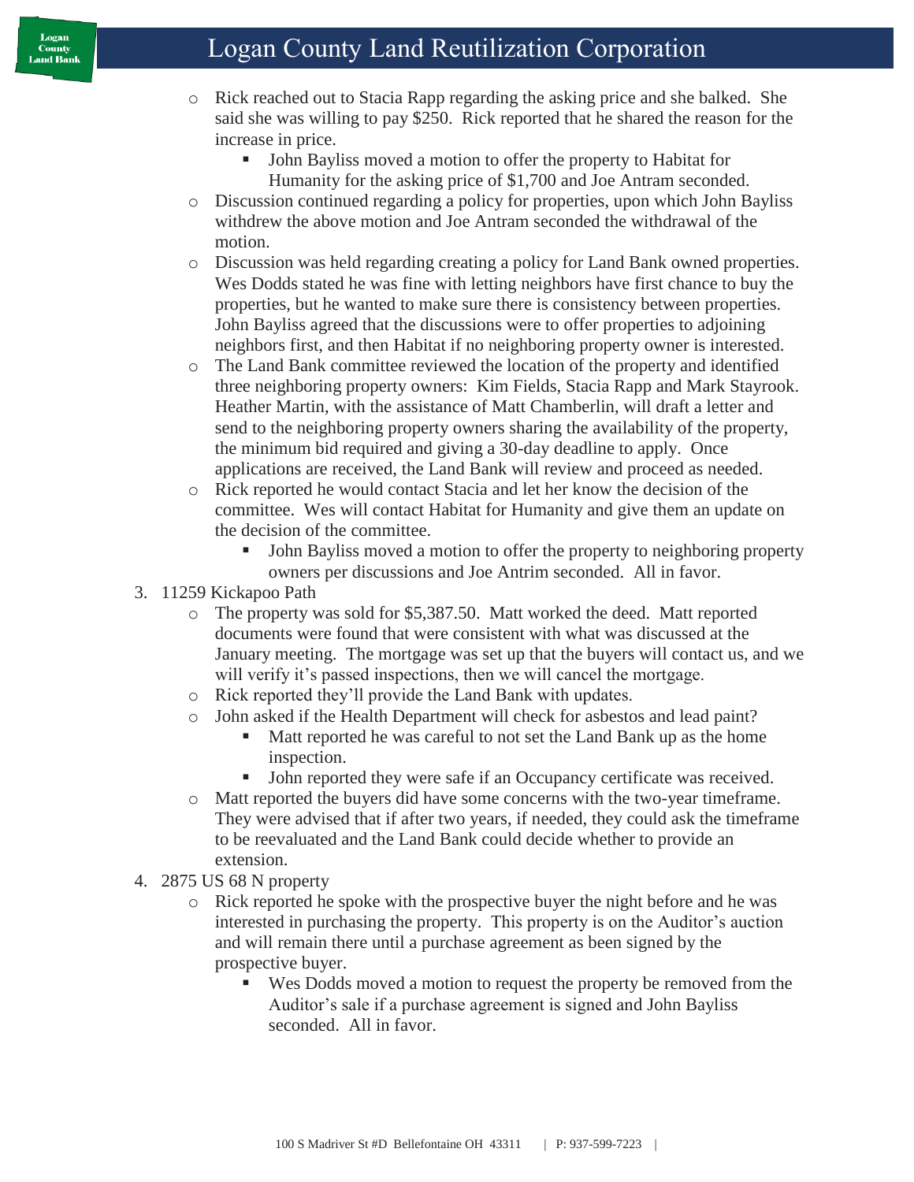- Rick reached out to Stacia Rapp regarding the asking price and she balked. She said she was willing to pay $250. Rick reported that he shared the reason for the increase in price.
  - John Bayliss moved a motion to offer the property to Habitat for Humanity for the asking price of $1,700 and Joe Antram seconded.
- Discussion continued regarding a policy for properties, upon which John Bayliss withdrew the above motion and Joe Antram seconded the withdrawal of the motion.
- Discussion was held regarding creating a policy for Land Bank owned properties. Wes Dodds stated he was fine with letting neighbors have first chance to buy the properties, but he wanted to make sure there is consistency between properties. John Bayliss agreed that the discussions were to offer properties to adjoining neighbors first, and then Habitat if no neighboring property owner is interested.
- The Land Bank committee reviewed the location of the property and identified three neighboring property owners: Kim Fields, Stacia Rapp and Mark Stayrook. Heather Martin, with the assistance of Matt Chamberlin, will draft a letter and send to the neighboring property owners sharing the availability of the property, the minimum bid required and giving a 30-day deadline to apply. Once applications are received, the Land Bank will review and proceed as needed.
- Rick reported he would contact Stacia and let her know the decision of the committee. Wes will contact Habitat for Humanity and give them an update on the decision of the committee.
  - John Bayliss moved a motion to offer the property to neighboring property owners per discussions and Joe Antrim seconded. All in favor.

3. 11259 Kickapoo Path
   - The property was sold for $5,387.50. Matt worked the deed. Matt reported documents were found that were consistent with what was discussed at the January meeting. The mortgage was set up that the buyers will contact us, and we will verify it's passed inspections, then we will cancel the mortgage.
   - Rick reported they'll provide the Land Bank with updates.
   - John asked if the Health Department will check for asbestos and lead paint?
     - Matt reported he was careful to not set the Land Bank up as the home inspection.
     - John reported they were safe if an Occupancy certificate was received.
   - Matt reported the buyers did have some concerns with the two-year timeframe. They were advised that if after two years, if needed, they could ask the timeframe to be reevaluated and the Land Bank could decide whether to provide an extension.
4. 2875 US 68 N property
   - Rick reported he spoke with the prospective buyer the night before and he was interested in purchasing the property. This property is on the Auditor's auction and will remain there until a purchase agreement as been signed by the prospective buyer.
     - Wes Dodds moved a motion to request the property be removed from the Auditor's sale if a purchase agreement is signed and John Bayliss seconded. All in favor.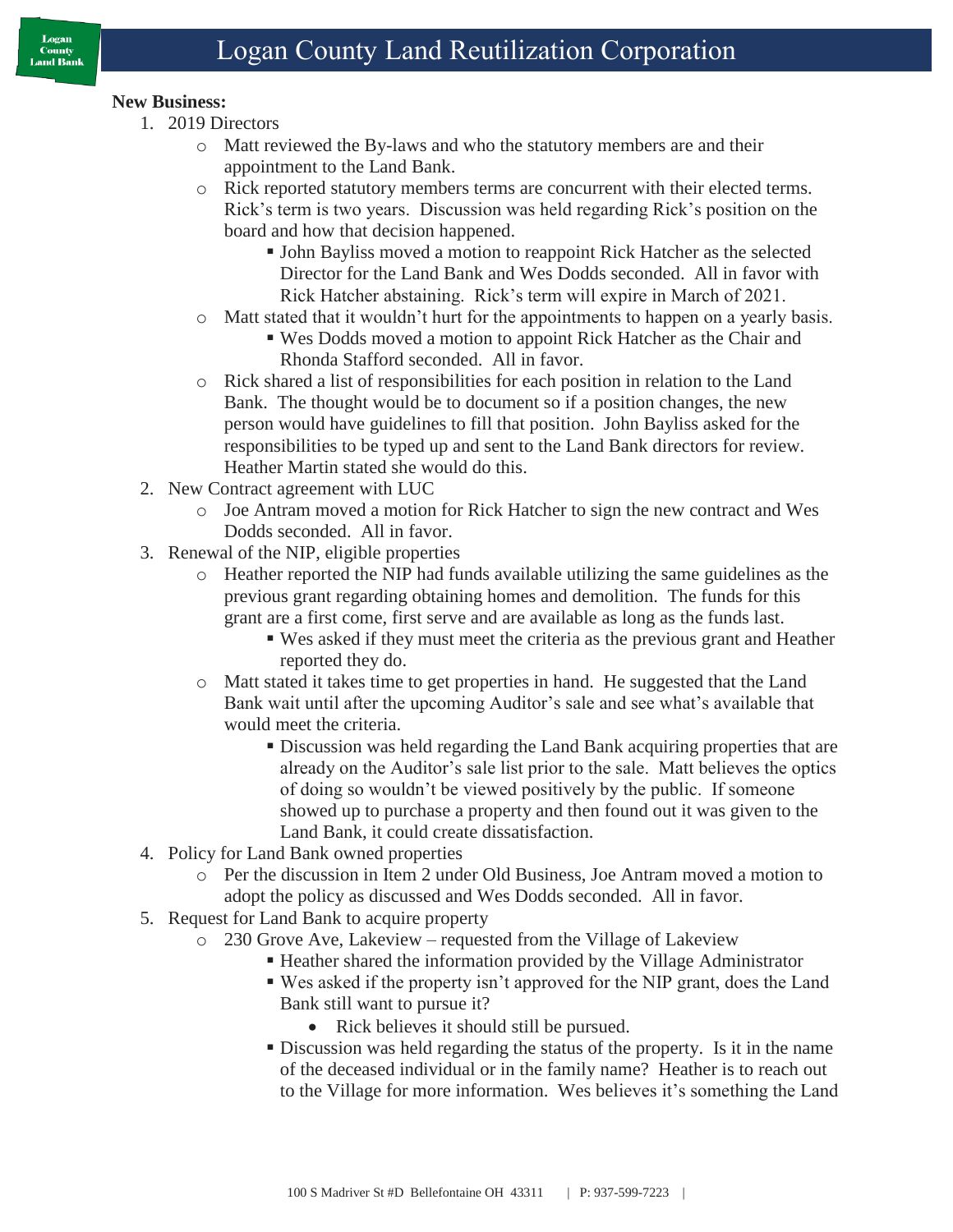**New Business:**

1. 2019 Directors
    - Matt reviewed the By-laws and who the statutory members are and their appointment to the Land Bank.
    - Rick reported statutory members terms are concurrent with their elected terms. Rick's term is two years. Discussion was held regarding Rick's position on the board and how that decision happened.
        - John Bayliss moved a motion to reappoint Rick Hatcher as the selected Director for the Land Bank and Wes Dodds seconded. All in favor with Rick Hatcher abstaining. Rick's term will expire in March of 2021.
    - Matt stated that it wouldn't hurt for the appointments to happen on a yearly basis.
        - Wes Dodds moved a motion to appoint Rick Hatcher as the Chair and Rhonda Stafford seconded. All in favor.
    - Rick shared a list of responsibilities for each position in relation to the Land Bank. The thought would be to document so if a position changes, the new person would have guidelines to fill that position. John Bayliss asked for the responsibilities to be typed up and sent to the Land Bank directors for review. Heather Martin stated she would do this.
2. New Contract agreement with LUC
    - Joe Antram moved a motion for Rick Hatcher to sign the new contract and Wes Dodds seconded. All in favor.
3. Renewal of the NIP, eligible properties
    - Heather reported the NIP had funds available utilizing the same guidelines as the previous grant regarding obtaining homes and demolition. The funds for this grant are a first come, first serve and are available as long as the funds last.
        - Wes asked if they must meet the criteria as the previous grant and Heather reported they do.
    - Matt stated it takes time to get properties in hand. He suggested that the Land Bank wait until after the upcoming Auditor's sale and see what's available that would meet the criteria.
        - Discussion was held regarding the Land Bank acquiring properties that are already on the Auditor's sale list prior to the sale. Matt believes the optics of doing so wouldn't be viewed positively by the public. If someone showed up to purchase a property and then found out it was given to the Land Bank, it could create dissatisfaction.
4. Policy for Land Bank owned properties
    - Per the discussion in Item 2 under Old Business, Joe Antram moved a motion to adopt the policy as discussed and Wes Dodds seconded. All in favor.
5. Request for Land Bank to acquire property
    - 230 Grove Ave, Lakeview – requested from the Village of Lakeview
        - Heather shared the information provided by the Village Administrator
        - Wes asked if the property isn't approved for the NIP grant, does the Land Bank still want to pursue it?
            - Rick believes it should still be pursued.
        - Discussion was held regarding the status of the property. Is it in the name of the deceased individual or in the family name? Heather is to reach out to the Village for more information. Wes believes it's something the Land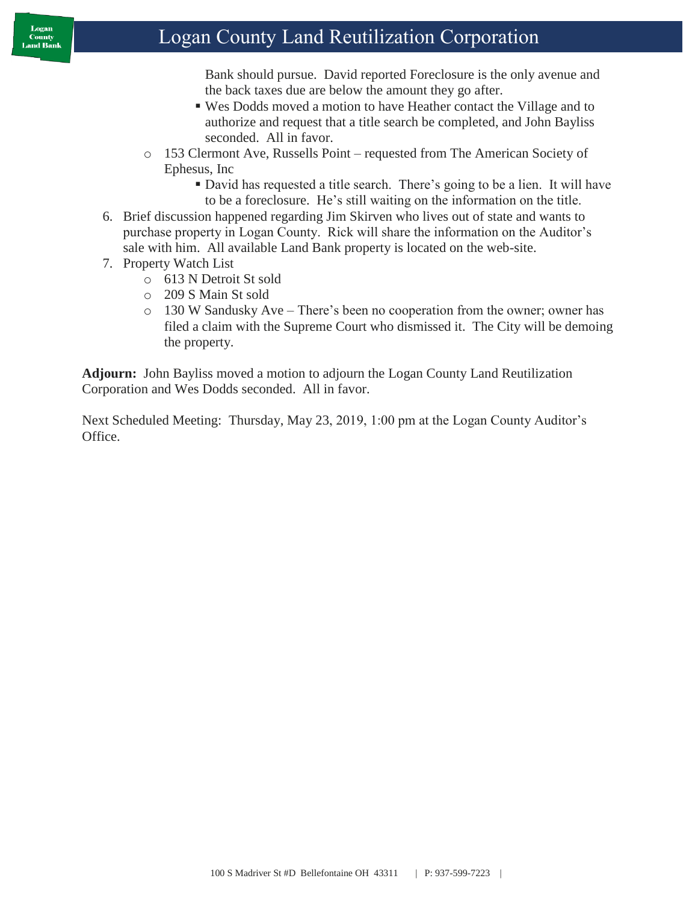Bank should pursue. David reported Foreclosure is the only avenue and the back taxes due are below the amount they go after.

      - Wes Dodds moved a motion to have Heather contact the Village and to authorize and request that a title search be completed, and John Bayliss seconded. All in favor.

   - 153 Clermont Ave, Russells Point – requested from The American Society of Ephesus, Inc
      - David has requested a title search. There's going to be a lien. It will have to be a foreclosure. He's still waiting on the information on the title.

6. Brief discussion happened regarding Jim Skirven who lives out of state and wants to purchase property in Logan County. Rick will share the information on the Auditor's sale with him. All available Land Bank property is located on the web-site.
7. Property Watch List
   - 613 N Detroit St sold
   - 209 S Main St sold
   - 130 W Sandusky Ave – There's been no cooperation from the owner; owner has filed a claim with the Supreme Court who dismissed it. The City will be demoing the property.

**Adjourn:** John Bayliss moved a motion to adjourn the Logan County Land Reutilization Corporation and Wes Dodds seconded. All in favor.

Next Scheduled Meeting: Thursday, May 23, 2019, 1:00 pm at the Logan County Auditor's Office.